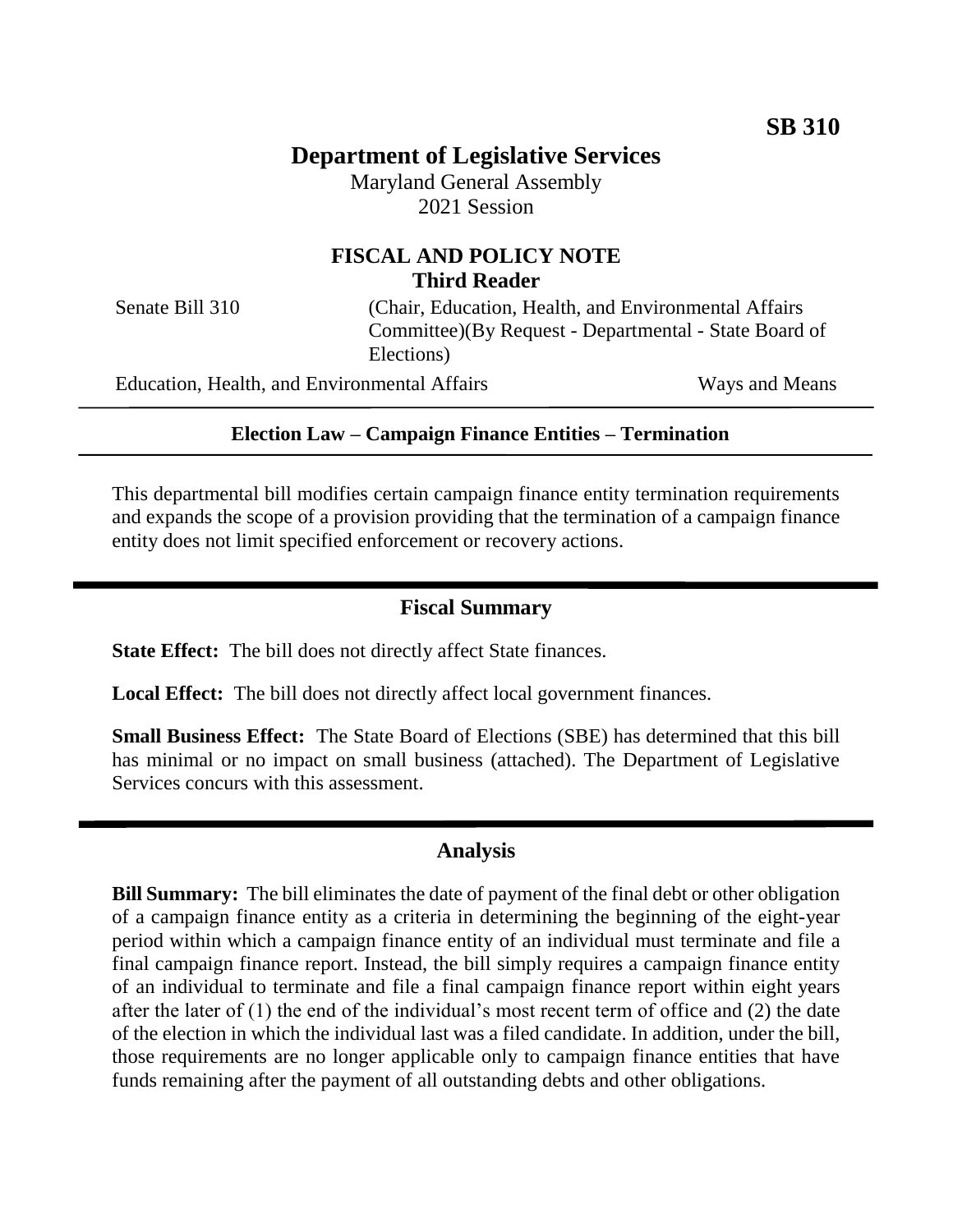**SB 310**

# Department of Legislative Services

Maryland General Assembly
2021 Session

## FISCAL AND POLICY NOTE
## Third Reader

Senate Bill 310 (Chair, Education, Health, and Environmental Affairs Committee)(By Request - Departmental - State Board of Elections)

Education, Health, and Environmental Affairs Ways and Means

---

**Election Law – Campaign Finance Entities – Termination**

---

This departmental bill modifies certain campaign finance entity termination requirements and expands the scope of a provision providing that the termination of a campaign finance entity does not limit specified enforcement or recovery actions.

## Fiscal Summary

**State Effect:** The bill does not directly affect State finances.

**Local Effect:** The bill does not directly affect local government finances.

**Small Business Effect:** The State Board of Elections (SBE) has determined that this bill has minimal or no impact on small business (attached). The Department of Legislative Services concurs with this assessment.

## Analysis

**Bill Summary:** The bill eliminates the date of payment of the final debt or other obligation of a campaign finance entity as a criteria in determining the beginning of the eight-year period within which a campaign finance entity of an individual must terminate and file a final campaign finance report. Instead, the bill simply requires a campaign finance entity of an individual to terminate and file a final campaign finance report within eight years after the later of (1) the end of the individual's most recent term of office and (2) the date of the election in which the individual last was a filed candidate. In addition, under the bill, those requirements are no longer applicable only to campaign finance entities that have funds remaining after the payment of all outstanding debts and other obligations.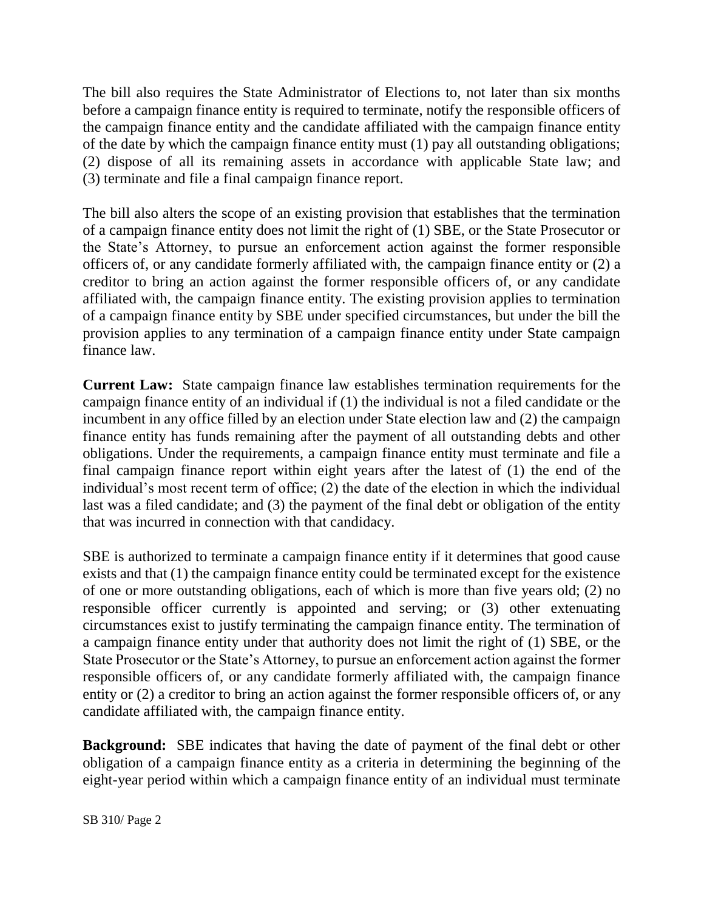The bill also requires the State Administrator of Elections to, not later than six months before a campaign finance entity is required to terminate, notify the responsible officers of the campaign finance entity and the candidate affiliated with the campaign finance entity of the date by which the campaign finance entity must (1) pay all outstanding obligations; (2) dispose of all its remaining assets in accordance with applicable State law; and (3) terminate and file a final campaign finance report.

The bill also alters the scope of an existing provision that establishes that the termination of a campaign finance entity does not limit the right of (1) SBE, or the State Prosecutor or the State's Attorney, to pursue an enforcement action against the former responsible officers of, or any candidate formerly affiliated with, the campaign finance entity or (2) a creditor to bring an action against the former responsible officers of, or any candidate affiliated with, the campaign finance entity. The existing provision applies to termination of a campaign finance entity by SBE under specified circumstances, but under the bill the provision applies to any termination of a campaign finance entity under State campaign finance law.

**Current Law:** State campaign finance law establishes termination requirements for the campaign finance entity of an individual if (1) the individual is not a filed candidate or the incumbent in any office filled by an election under State election law and (2) the campaign finance entity has funds remaining after the payment of all outstanding debts and other obligations. Under the requirements, a campaign finance entity must terminate and file a final campaign finance report within eight years after the latest of (1) the end of the individual's most recent term of office; (2) the date of the election in which the individual last was a filed candidate; and (3) the payment of the final debt or obligation of the entity that was incurred in connection with that candidacy.

SBE is authorized to terminate a campaign finance entity if it determines that good cause exists and that (1) the campaign finance entity could be terminated except for the existence of one or more outstanding obligations, each of which is more than five years old; (2) no responsible officer currently is appointed and serving; or (3) other extenuating circumstances exist to justify terminating the campaign finance entity. The termination of a campaign finance entity under that authority does not limit the right of (1) SBE, or the State Prosecutor or the State's Attorney, to pursue an enforcement action against the former responsible officers of, or any candidate formerly affiliated with, the campaign finance entity or (2) a creditor to bring an action against the former responsible officers of, or any candidate affiliated with, the campaign finance entity.

**Background:** SBE indicates that having the date of payment of the final debt or other obligation of a campaign finance entity as a criteria in determining the beginning of the eight-year period within which a campaign finance entity of an individual must terminate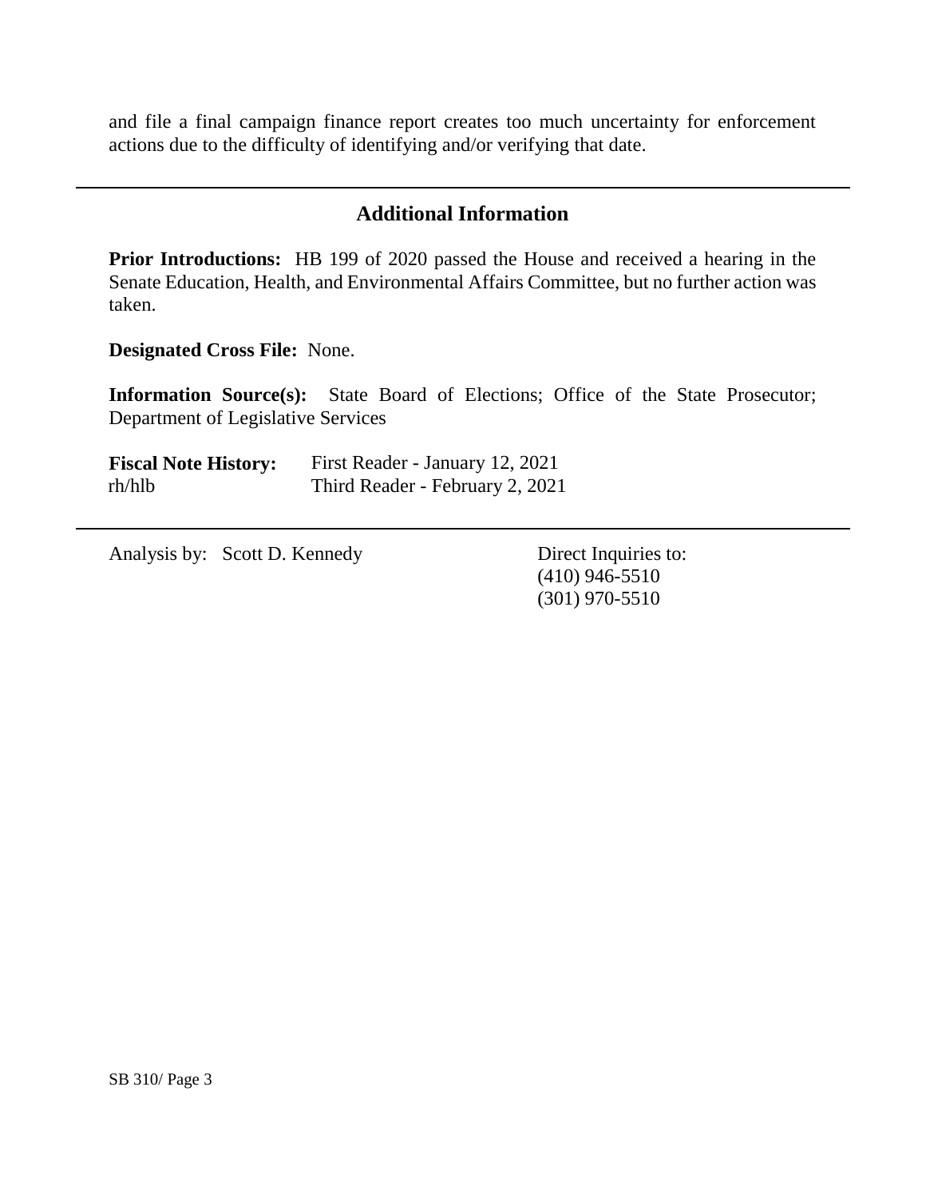and file a final campaign finance report creates too much uncertainty for enforcement actions due to the difficulty of identifying and/or verifying that date.

## Additional Information

**Prior Introductions:** HB 199 of 2020 passed the House and received a hearing in the Senate Education, Health, and Environmental Affairs Committee, but no further action was taken.

**Designated Cross File:** None.

**Information Source(s):** State Board of Elections; Office of the State Prosecutor; Department of Legislative Services

**Fiscal Note History:** First Reader - January 12, 2021
rh/hlb Third Reader - February 2, 2021

Analysis by: Scott D. Kennedy

Direct Inquiries to:
(410) 946-5510
(301) 970-5510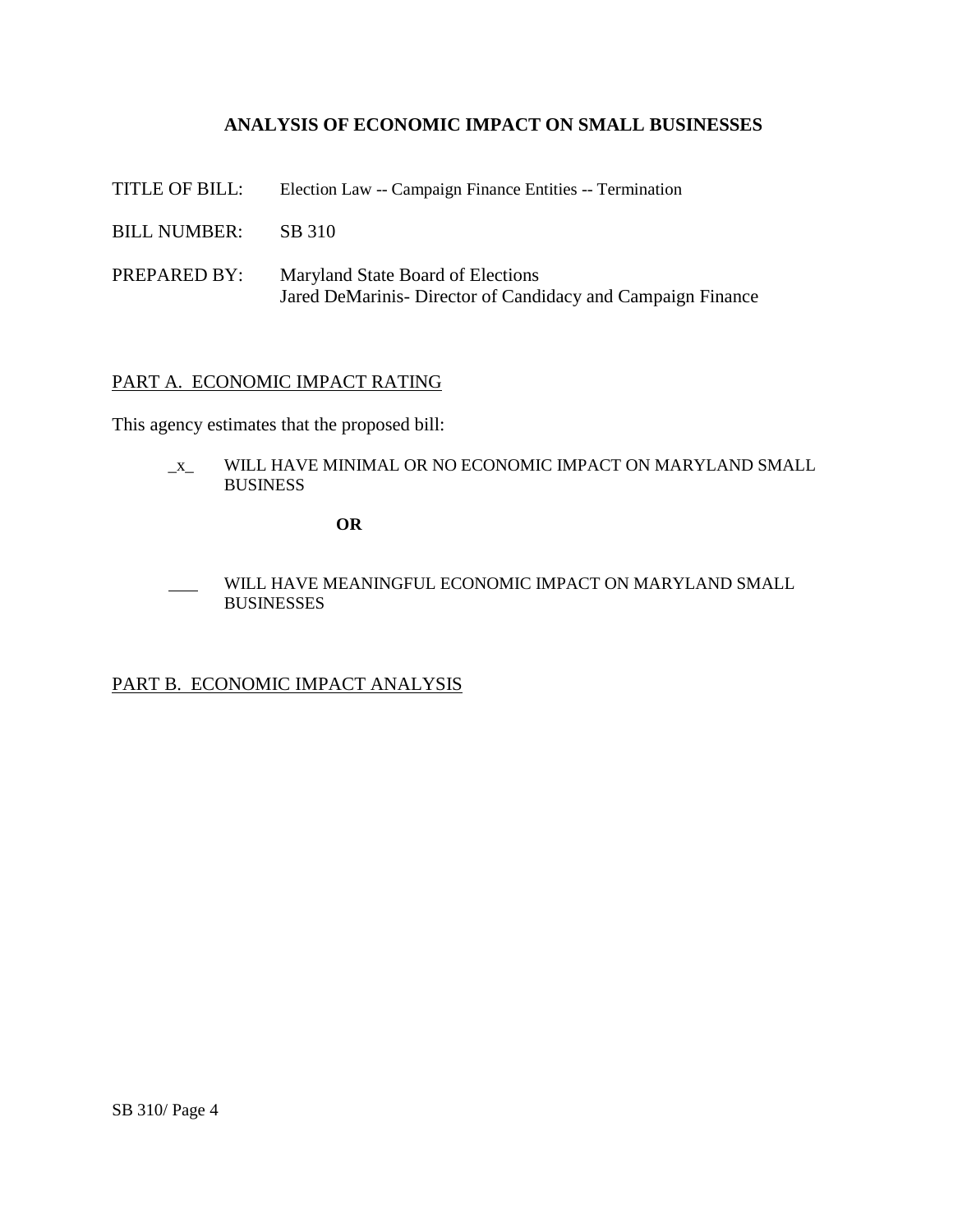## ANALYSIS OF ECONOMIC IMPACT ON SMALL BUSINESSES

TITLE OF BILL: Election Law -- Campaign Finance Entities -- Termination

BILL NUMBER: SB 310

PREPARED BY: Maryland State Board of Elections
Jared DeMarinis- Director of Candidacy and Campaign Finance

PART A. ECONOMIC IMPACT RATING

This agency estimates that the proposed bill:

_x_ WILL HAVE MINIMAL OR NO ECONOMIC IMPACT ON MARYLAND SMALL BUSINESS

**OR**

___ WILL HAVE MEANINGFUL ECONOMIC IMPACT ON MARYLAND SMALL BUSINESSES

PART B. ECONOMIC IMPACT ANALYSIS